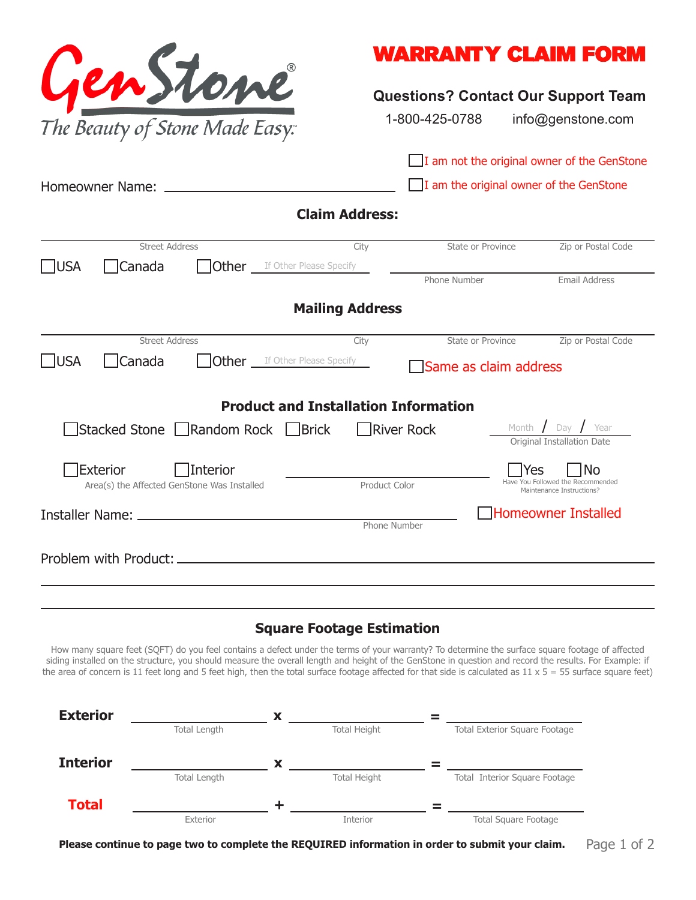GenStone®

*The Beauty of Stone Made Easy.™*

# WARRANTY CLAIM FORM

**Questions? Contact Our Support Team**

1-800-425-0788 info@genstone.com

☐ I am not the original owner of the GenStone

☐ I am the original owner of the GenStone

Homeowner Name: ______________________

## Claim Address:

Street Address ______ City ______ State or Province ______ Zip or Postal Code ______

☐ USA ☐ Canada ☐ Other ______ If Other Please Specify

Phone Number ______ Email Address ______

## Mailing Address

Street Address ______ City ______ State or Province ______ Zip or Postal Code ______

☐ USA ☐ Canada ☐ Other ______ If Other Please Specify

☐ Same as claim address

## Product and Installation Information

☐ Stacked Stone ☐ Random Rock ☐ Brick ☐ River Rock

Month / Day / Year
Original Installation Date

☐ Exterior ☐ Interior
Area(s) the Affected GenStone Was Installed

______ Product Color

☐ Yes ☐ No
Have You Followed the Recommended Maintenance Instructions?

Installer Name: ______________________ Phone Number ______

☐ Homeowner Installed

Problem with Product: ______________________

______________________

______________________

## Square Footage Estimation

How many square feet (SQFT) do you feel contains a defect under the terms of your warranty? To determine the surface square footage of affected siding installed on the structure, you should measure the overall length and height of the GenStone in question and record the results. For Example: if the area of concern is 11 feet long and 5 feet high, then the total surface footage affected for that side is calculated as 11 x 5 = 55 surface square feet)

**Exterior** ______ Total Length **x** ______ Total Height **=** ______ Total Exterior Square Footage

**Interior** ______ Total Length **x** ______ Total Height **=** ______ Total Interior Square Footage

**Total** ______ Exterior **+** ______ Interior **=** ______ Total Square Footage

**Please continue to page two to complete the REQUIRED information in order to submit your claim.**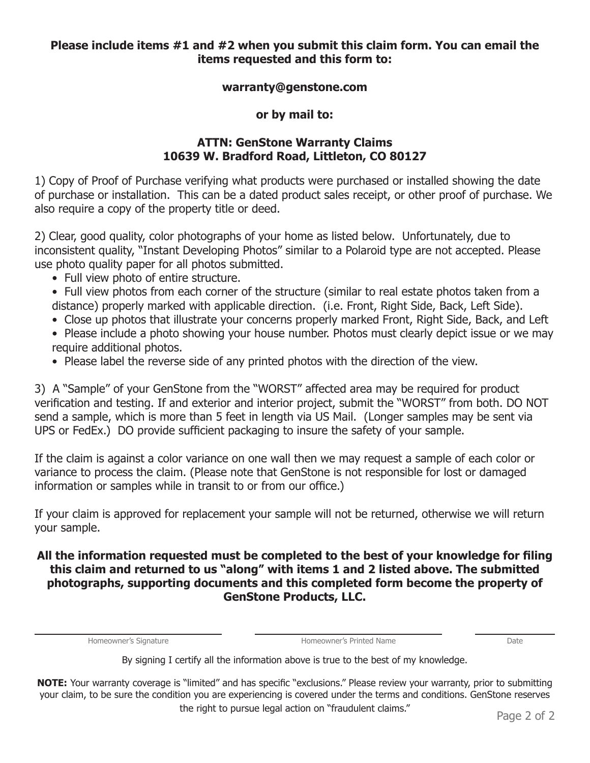**Please include items #1 and #2 when you submit this claim form. You can email the items requested and this form to:**

**warranty@genstone.com**

**or by mail to:**

**ATTN: GenStone Warranty Claims**
**10639 W. Bradford Road, Littleton, CO 80127**

1) Copy of Proof of Purchase verifying what products were purchased or installed showing the date of purchase or installation. This can be a dated product sales receipt, or other proof of purchase. We also require a copy of the property title or deed.

2) Clear, good quality, color photographs of your home as listed below. Unfortunately, due to inconsistent quality, "Instant Developing Photos" similar to a Polaroid type are not accepted. Please use photo quality paper for all photos submitted.

- Full view photo of entire structure.
- Full view photos from each corner of the structure (similar to real estate photos taken from a distance) properly marked with applicable direction. (i.e. Front, Right Side, Back, Left Side).
- Close up photos that illustrate your concerns properly marked Front, Right Side, Back, and Left
- Please include a photo showing your house number. Photos must clearly depict issue or we may require additional photos.
- Please label the reverse side of any printed photos with the direction of the view.

3) A "Sample" of your GenStone from the "WORST" affected area may be required for product verification and testing. If and exterior and interior project, submit the "WORST" from both. DO NOT send a sample, which is more than 5 feet in length via US Mail. (Longer samples may be sent via UPS or FedEx.) DO provide sufficient packaging to insure the safety of your sample.

If the claim is against a color variance on one wall then we may request a sample of each color or variance to process the claim. (Please note that GenStone is not responsible for lost or damaged information or samples while in transit to or from our office.)

If your claim is approved for replacement your sample will not be returned, otherwise we will return your sample.

**All the information requested must be completed to the best of your knowledge for filing this claim and returned to us "along" with items 1 and 2 listed above. The submitted photographs, supporting documents and this completed form become the property of GenStone Products, LLC.**

\_\_\_\_\_\_\_\_\_\_\_\_\_\_\_\_\_\_\_\_ Homeowner's Signature

\_\_\_\_\_\_\_\_\_\_\_\_\_\_\_\_\_\_\_\_ Homeowner's Printed Name

\_\_\_\_\_\_\_\_\_\_ Date

By signing I certify all the information above is true to the best of my knowledge.

**NOTE:** Your warranty coverage is "limited" and has specific "exclusions." Please review your warranty, prior to submitting your claim, to be sure the condition you are experiencing is covered under the terms and conditions. GenStone reserves the right to pursue legal action on "fraudulent claims."